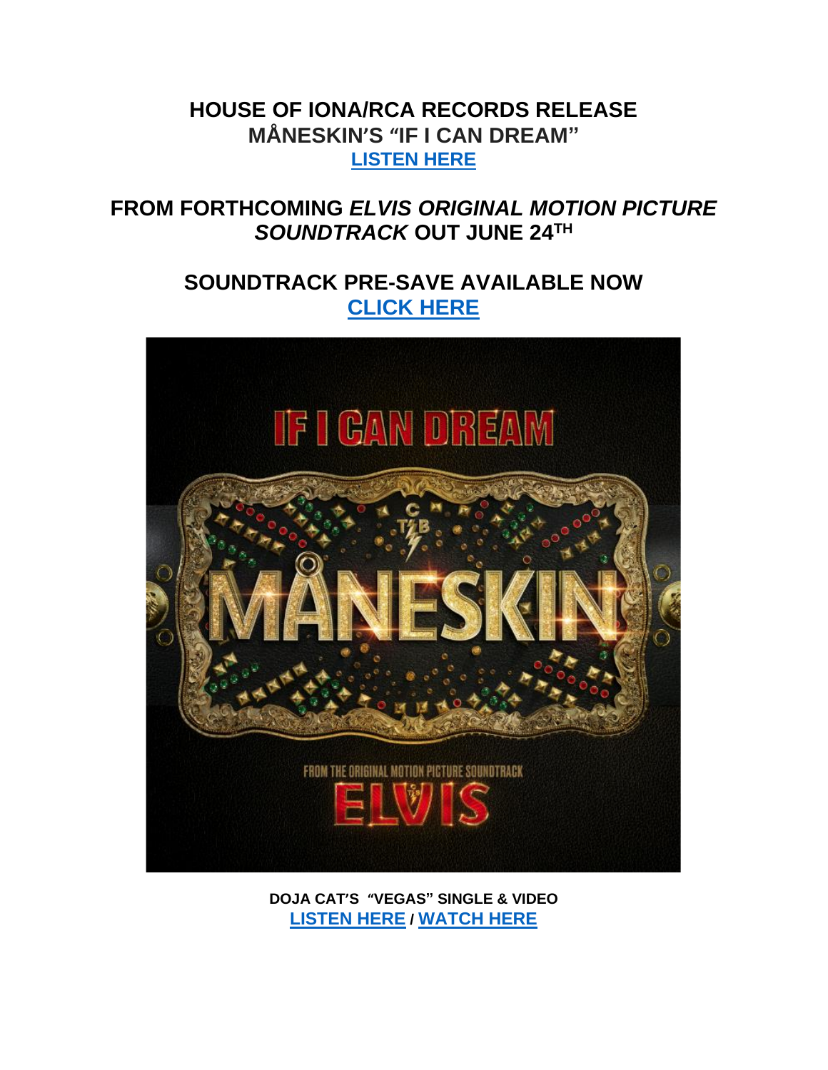# HOUSE OF IONA/RCA RECORDS RELEASE

## MÅNESKIN'S "IF I CAN DREAM"

**LISTEN HERE**

## FROM FORTHCOMING *ELVIS ORIGINAL MOTION PICTURE SOUNDTRACK* OUT JUNE 24TH

## SOUNDTRACK PRE-SAVE AVAILABLE NOW

**CLICK HERE**

**DOJA CAT'S "VEGAS" SINGLE & VIDEO**

**LISTEN HERE / WATCH HERE**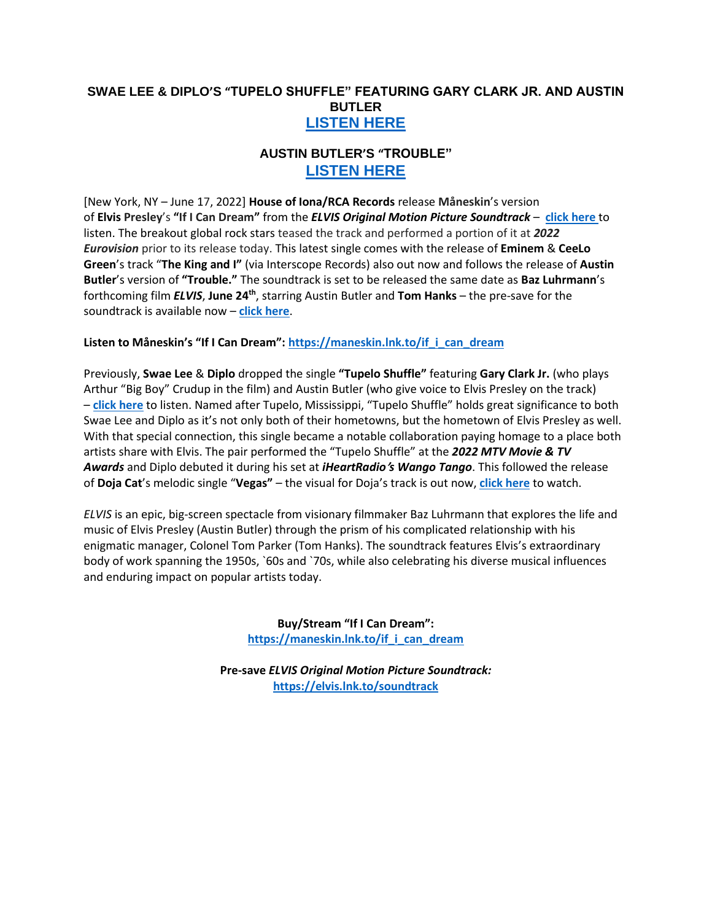## SWAE LEE & DIPLO'S "TUPELO SHUFFLE" FEATURING GARY CLARK JR. AND AUSTIN BUTLER

## LISTEN HERE

## AUSTIN BUTLER'S "TROUBLE"

## LISTEN HERE

[New York, NY – June 17, 2022] **House of Iona/RCA Records** release **Måneskin**'s version of **Elvis Presley**'s **"If I Can Dream"** from the ***ELVIS Original Motion Picture Soundtrack*** – **click here** to listen. The breakout global rock stars teased the track and performed a portion of it at ***2022 Eurovision*** prior to its release today. This latest single comes with the release of **Eminem** & **CeeLo Green**'s track "**The King and I"** (via Interscope Records) also out now and follows the release of **Austin Butler**'s version of **"Trouble."** The soundtrack is set to be released the same date as **Baz Luhrmann**'s forthcoming film ***ELVIS***, **June 24th**, starring Austin Butler and **Tom Hanks** – the pre-save for the soundtrack is available now – **click here**.

**Listen to Måneskin's "If I Can Dream": https://maneskin.lnk.to/if_i_can_dream**

Previously, **Swae Lee** & **Diplo** dropped the single **"Tupelo Shuffle"** featuring **Gary Clark Jr.** (who plays Arthur "Big Boy" Crudup in the film) and Austin Butler (who give voice to Elvis Presley on the track) – **click here** to listen. Named after Tupelo, Mississippi, "Tupelo Shuffle" holds great significance to both Swae Lee and Diplo as it's not only both of their hometowns, but the hometown of Elvis Presley as well. With that special connection, this single became a notable collaboration paying homage to a place both artists share with Elvis. The pair performed the "Tupelo Shuffle" at the ***2022 MTV Movie & TV Awards*** and Diplo debuted it during his set at ***iHeartRadio's Wango Tango***. This followed the release of **Doja Cat**'s melodic single "**Vegas"** – the visual for Doja's track is out now, **click here** to watch.

*ELVIS* is an epic, big-screen spectacle from visionary filmmaker Baz Luhrmann that explores the life and music of Elvis Presley (Austin Butler) through the prism of his complicated relationship with his enigmatic manager, Colonel Tom Parker (Tom Hanks). The soundtrack features Elvis's extraordinary body of work spanning the 1950s, `60s and `70s, while also celebrating his diverse musical influences and enduring impact on popular artists today.

**Buy/Stream "If I Can Dream":**
**https://maneskin.lnk.to/if_i_can_dream**

**Pre-save *ELVIS Original Motion Picture Soundtrack:***
**https://elvis.lnk.to/soundtrack**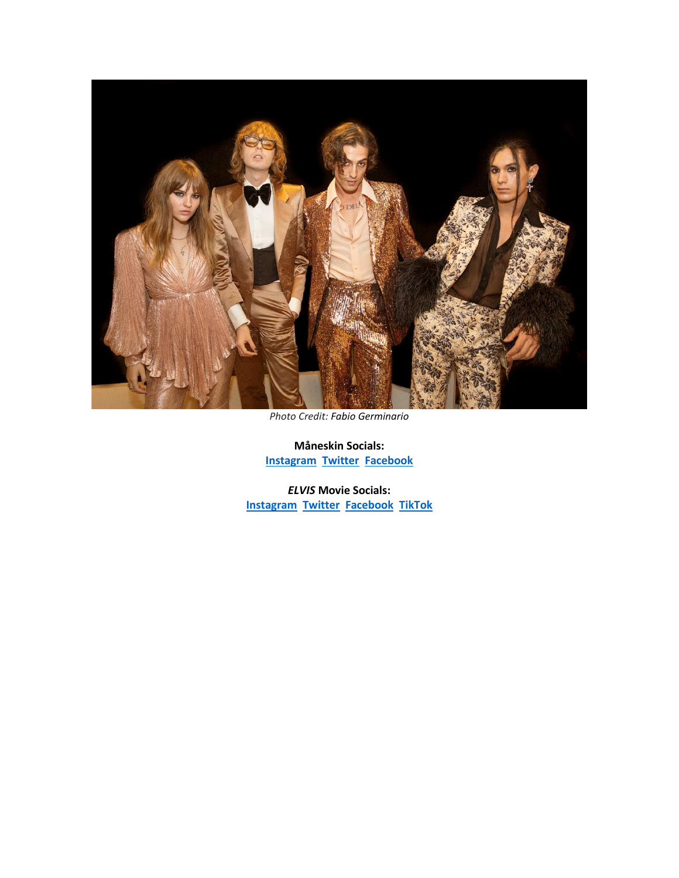*Photo Credit: Fabio Germinario*

**Måneskin Socials:**
**[Instagram](#) [Twitter](#) [Facebook](#)**

***ELVIS* Movie Socials:**
**[Instagram](#) [Twitter](#) [Facebook](#) [TikTok](#)**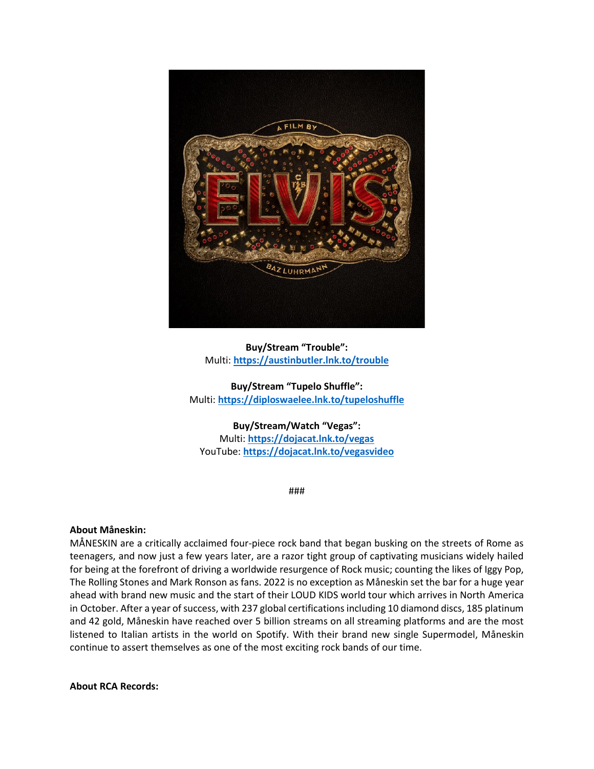**Buy/Stream "Trouble":**
Multi: **https://austinbutler.lnk.to/trouble**

**Buy/Stream "Tupelo Shuffle":**
Multi: **https://diploswaelee.lnk.to/tupeloshuffle**

**Buy/Stream/Watch "Vegas":**
Multi: **https://dojacat.lnk.to/vegas**
YouTube: **https://dojacat.lnk.to/vegasvideo**

###

**About Måneskin:**
MÅNESKIN are a critically acclaimed four-piece rock band that began busking on the streets of Rome as teenagers, and now just a few years later, are a razor tight group of captivating musicians widely hailed for being at the forefront of driving a worldwide resurgence of Rock music; counting the likes of Iggy Pop, The Rolling Stones and Mark Ronson as fans. 2022 is no exception as Måneskin set the bar for a huge year ahead with brand new music and the start of their LOUD KIDS world tour which arrives in North America in October. After a year of success, with 237 global certifications including 10 diamond discs, 185 platinum and 42 gold, Måneskin have reached over 5 billion streams on all streaming platforms and are the most listened to Italian artists in the world on Spotify. With their brand new single Supermodel, Måneskin continue to assert themselves as one of the most exciting rock bands of our time.

**About RCA Records:**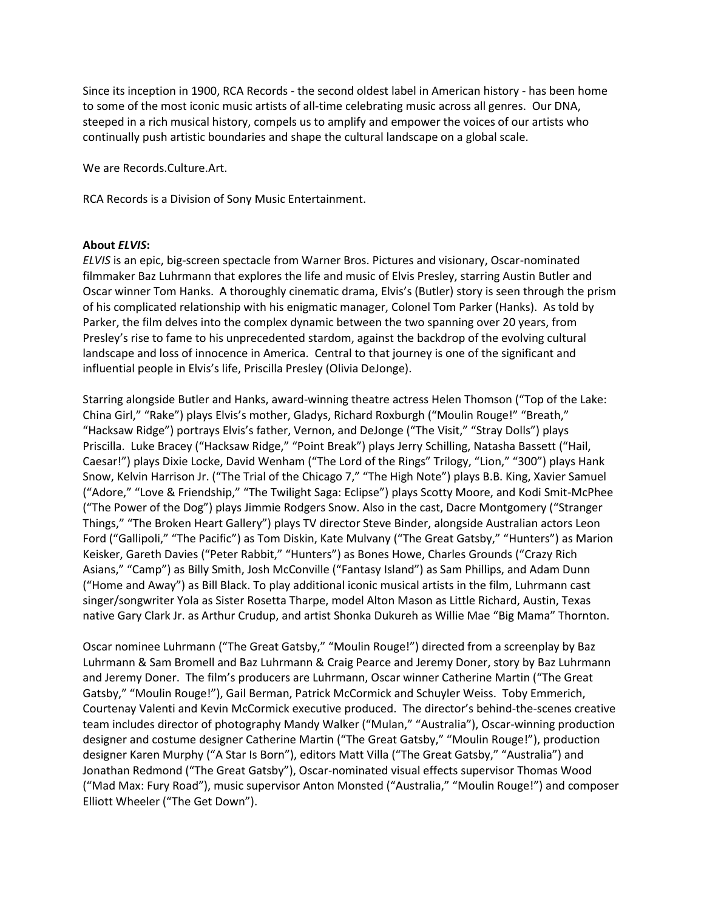Since its inception in 1900, RCA Records - the second oldest label in American history - has been home to some of the most iconic music artists of all-time celebrating music across all genres. Our DNA, steeped in a rich musical history, compels us to amplify and empower the voices of our artists who continually push artistic boundaries and shape the cultural landscape on a global scale.

We are Records.Culture.Art.

RCA Records is a Division of Sony Music Entertainment.

**About *ELVIS*:**

*ELVIS* is an epic, big-screen spectacle from Warner Bros. Pictures and visionary, Oscar-nominated filmmaker Baz Luhrmann that explores the life and music of Elvis Presley, starring Austin Butler and Oscar winner Tom Hanks. A thoroughly cinematic drama, Elvis's (Butler) story is seen through the prism of his complicated relationship with his enigmatic manager, Colonel Tom Parker (Hanks). As told by Parker, the film delves into the complex dynamic between the two spanning over 20 years, from Presley's rise to fame to his unprecedented stardom, against the backdrop of the evolving cultural landscape and loss of innocence in America. Central to that journey is one of the significant and influential people in Elvis's life, Priscilla Presley (Olivia DeJonge).

Starring alongside Butler and Hanks, award-winning theatre actress Helen Thomson ("Top of the Lake: China Girl," "Rake") plays Elvis's mother, Gladys, Richard Roxburgh ("Moulin Rouge!" "Breath," "Hacksaw Ridge") portrays Elvis's father, Vernon, and DeJonge ("The Visit," "Stray Dolls") plays Priscilla. Luke Bracey ("Hacksaw Ridge," "Point Break") plays Jerry Schilling, Natasha Bassett ("Hail, Caesar!") plays Dixie Locke, David Wenham ("The Lord of the Rings" Trilogy, "Lion," "300") plays Hank Snow, Kelvin Harrison Jr. ("The Trial of the Chicago 7," "The High Note") plays B.B. King, Xavier Samuel ("Adore," "Love & Friendship," "The Twilight Saga: Eclipse") plays Scotty Moore, and Kodi Smit-McPhee ("The Power of the Dog") plays Jimmie Rodgers Snow. Also in the cast, Dacre Montgomery ("Stranger Things," "The Broken Heart Gallery") plays TV director Steve Binder, alongside Australian actors Leon Ford ("Gallipoli," "The Pacific") as Tom Diskin, Kate Mulvany ("The Great Gatsby," "Hunters") as Marion Keisker, Gareth Davies ("Peter Rabbit," "Hunters") as Bones Howe, Charles Grounds ("Crazy Rich Asians," "Camp") as Billy Smith, Josh McConville ("Fantasy Island") as Sam Phillips, and Adam Dunn ("Home and Away") as Bill Black. To play additional iconic musical artists in the film, Luhrmann cast singer/songwriter Yola as Sister Rosetta Tharpe, model Alton Mason as Little Richard, Austin, Texas native Gary Clark Jr. as Arthur Crudup, and artist Shonka Dukureh as Willie Mae "Big Mama" Thornton.

Oscar nominee Luhrmann ("The Great Gatsby," "Moulin Rouge!") directed from a screenplay by Baz Luhrmann & Sam Bromell and Baz Luhrmann & Craig Pearce and Jeremy Doner, story by Baz Luhrmann and Jeremy Doner. The film's producers are Luhrmann, Oscar winner Catherine Martin ("The Great Gatsby," "Moulin Rouge!"), Gail Berman, Patrick McCormick and Schuyler Weiss. Toby Emmerich, Courtenay Valenti and Kevin McCormick executive produced. The director's behind-the-scenes creative team includes director of photography Mandy Walker ("Mulan," "Australia"), Oscar-winning production designer and costume designer Catherine Martin ("The Great Gatsby," "Moulin Rouge!"), production designer Karen Murphy ("A Star Is Born"), editors Matt Villa ("The Great Gatsby," "Australia") and Jonathan Redmond ("The Great Gatsby"), Oscar-nominated visual effects supervisor Thomas Wood ("Mad Max: Fury Road"), music supervisor Anton Monsted ("Australia," "Moulin Rouge!") and composer Elliott Wheeler ("The Get Down").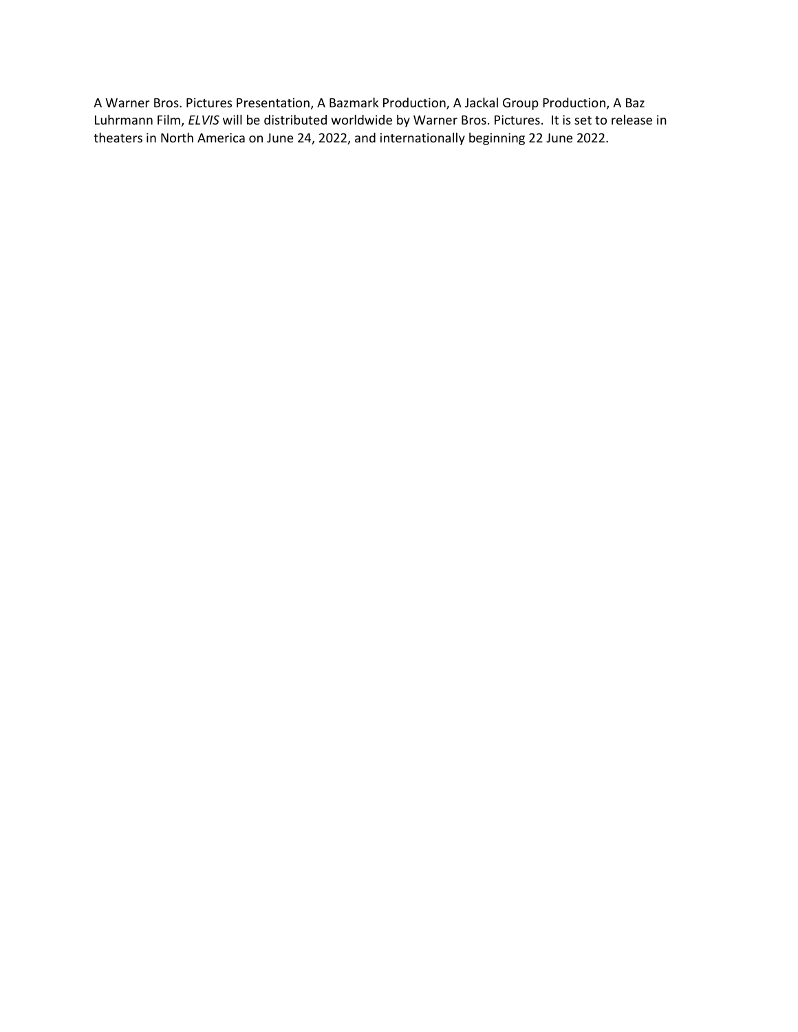A Warner Bros. Pictures Presentation, A Bazmark Production, A Jackal Group Production, A Baz Luhrmann Film, *ELVIS* will be distributed worldwide by Warner Bros. Pictures. It is set to release in theaters in North America on June 24, 2022, and internationally beginning 22 June 2022.